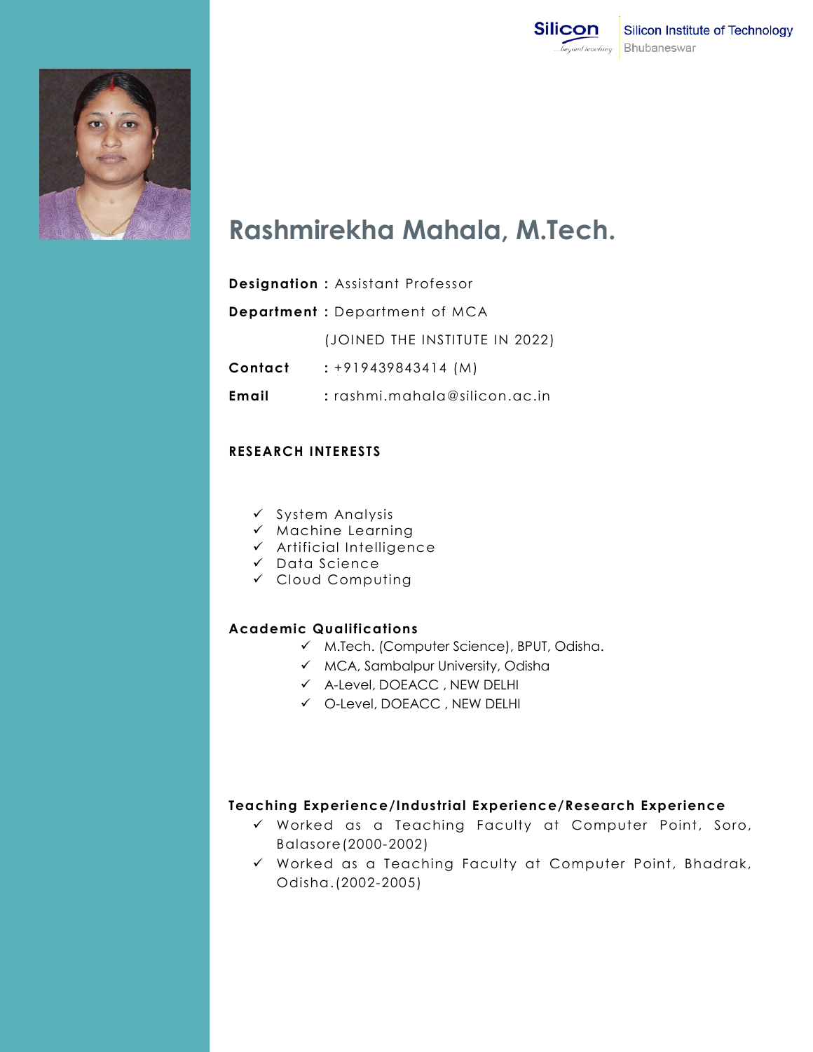Silicon Institute of Technology
Bhubaneswar

# Rashmirekha Mahala, M.Tech.

**Designation :** Assistant Professor

**Department :** Department of MCA

(JOINED THE INSTITUTE IN 2022)

**Contact** : +919439843414 (M)

**Email** : rashmi.mahala@silicon.ac.in

## RESEARCH INTERESTS

- ✓ System Analysis
- ✓ Machine Learning
- ✓ Artificial Intelligence
- ✓ Data Science
- ✓ Cloud Computing

## Academic Qualifications

- ✓ M.Tech. (Computer Science), BPUT, Odisha.
- ✓ MCA, Sambalpur University, Odisha
- ✓ A-Level, DOEACC , NEW DELHI
- ✓ O-Level, DOEACC , NEW DELHI

## Teaching Experience/Industrial Experience/Research Experience

- ✓ Worked as a Teaching Faculty at Computer Point, Soro, Balasore(2000-2002)
- ✓ Worked as a Teaching Faculty at Computer Point, Bhadrak, Odisha.(2002-2005)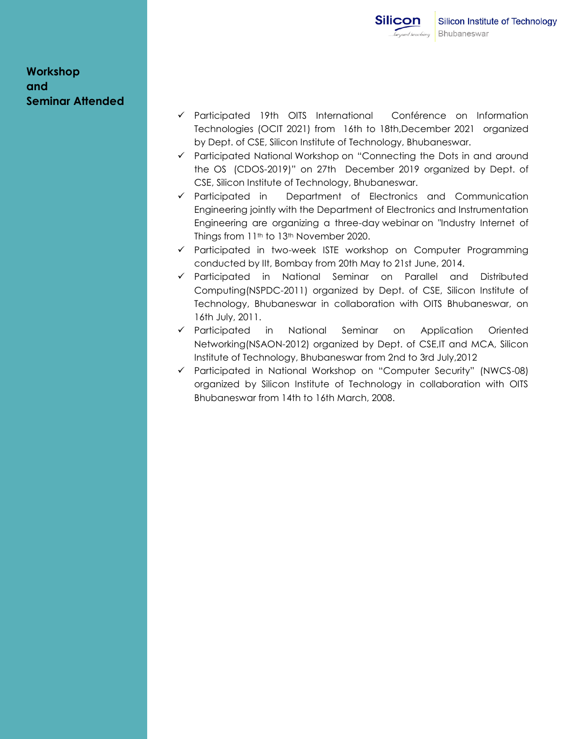## Workshop and Seminar Attended

- ✓ Participated 19th OITS International Conférence on Information Technologies (OCIT 2021) from 16th to 18th,December 2021 organized by Dept. of CSE, Silicon Institute of Technology, Bhubaneswar.
- ✓ Participated National Workshop on "Connecting the Dots in and around the OS (CDOS-2019)" on 27th December 2019 organized by Dept. of CSE, Silicon Institute of Technology, Bhubaneswar.
- ✓ Participated in Department of Electronics and Communication Engineering jointly with the Department of Electronics and Instrumentation Engineering are organizing a three-day webinar on "Industry Internet of Things from 11th to 13th November 2020.
- ✓ Participated in two-week ISTE workshop on Computer Programming conducted by IIt, Bombay from 20th May to 21st June, 2014.
- ✓ Participated in National Seminar on Parallel and Distributed Computing(NSPDC-2011) organized by Dept. of CSE, Silicon Institute of Technology, Bhubaneswar in collaboration with OITS Bhubaneswar, on 16th July, 2011.
- ✓ Participated in National Seminar on Application Oriented Networking(NSAON-2012) organized by Dept. of CSE,IT and MCA, Silicon Institute of Technology, Bhubaneswar from 2nd to 3rd July,2012
- ✓ Participated in National Workshop on "Computer Security" (NWCS-08) organized by Silicon Institute of Technology in collaboration with OITS Bhubaneswar from 14th to 16th March, 2008.